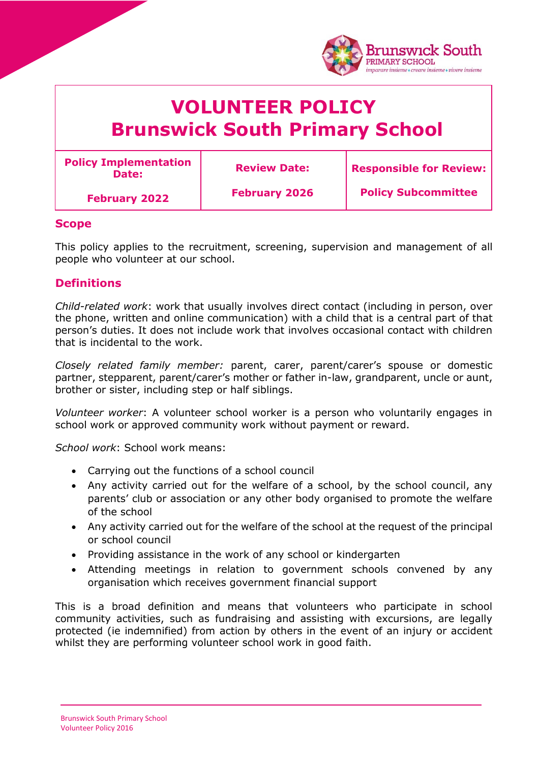# VOLUNTEER POLICY
# Brunswick South Primary School

| Policy Implementation Date: | Review Date: | Responsible for Review: |
| --- | --- | --- |
| February 2022 | February 2026 | Policy Subcommittee |

## Scope

This policy applies to the recruitment, screening, supervision and management of all people who volunteer at our school.

## Definitions

*Child-related work*: work that usually involves direct contact (including in person, over the phone, written and online communication) with a child that is a central part of that person's duties. It does not include work that involves occasional contact with children that is incidental to the work.

*Closely related family member:* parent, carer, parent/carer's spouse or domestic partner, stepparent, parent/carer's mother or father in-law, grandparent, uncle or aunt, brother or sister, including step or half siblings.

*Volunteer worker*: A volunteer school worker is a person who voluntarily engages in school work or approved community work without payment or reward.

*School work*: School work means:

- Carrying out the functions of a school council
- Any activity carried out for the welfare of a school, by the school council, any parents' club or association or any other body organised to promote the welfare of the school
- Any activity carried out for the welfare of the school at the request of the principal or school council
- Providing assistance in the work of any school or kindergarten
- Attending meetings in relation to government schools convened by any organisation which receives government financial support

This is a broad definition and means that volunteers who participate in school community activities, such as fundraising and assisting with excursions, are legally protected (ie indemnified) from action by others in the event of an injury or accident whilst they are performing volunteer school work in good faith.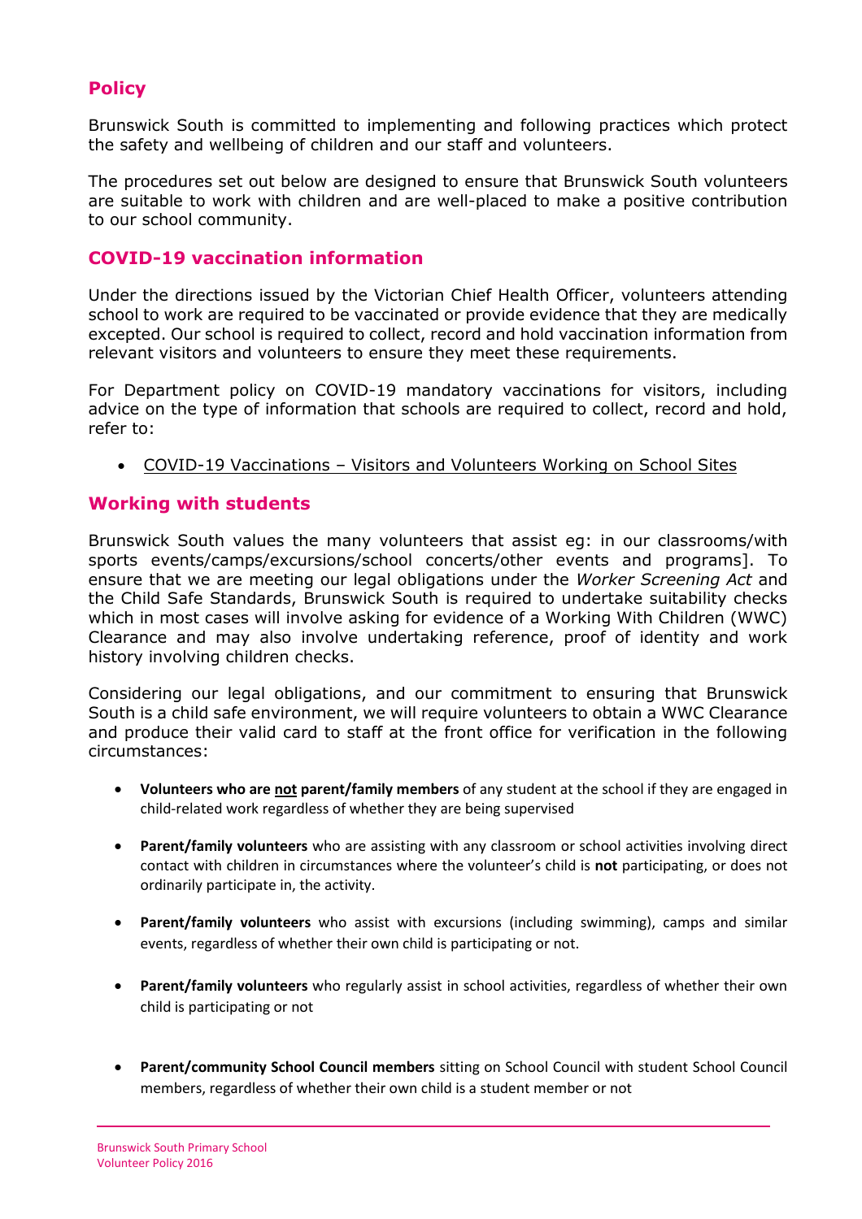## Policy

Brunswick South is committed to implementing and following practices which protect the safety and wellbeing of children and our staff and volunteers.

The procedures set out below are designed to ensure that Brunswick South volunteers are suitable to work with children and are well-placed to make a positive contribution to our school community.

## COVID-19 vaccination information

Under the directions issued by the Victorian Chief Health Officer, volunteers attending school to work are required to be vaccinated or provide evidence that they are medically excepted. Our school is required to collect, record and hold vaccination information from relevant visitors and volunteers to ensure they meet these requirements.

For Department policy on COVID-19 mandatory vaccinations for visitors, including advice on the type of information that schools are required to collect, record and hold, refer to:

- COVID-19 Vaccinations – Visitors and Volunteers Working on School Sites

## Working with students

Brunswick South values the many volunteers that assist eg: in our classrooms/with sports events/camps/excursions/school concerts/other events and programs]. To ensure that we are meeting our legal obligations under the *Worker Screening Act* and the Child Safe Standards, Brunswick South is required to undertake suitability checks which in most cases will involve asking for evidence of a Working With Children (WWC) Clearance and may also involve undertaking reference, proof of identity and work history involving children checks.

Considering our legal obligations, and our commitment to ensuring that Brunswick South is a child safe environment, we will require volunteers to obtain a WWC Clearance and produce their valid card to staff at the front office for verification in the following circumstances:

- **Volunteers who are <u>not</u> parent/family members** of any student at the school if they are engaged in child-related work regardless of whether they are being supervised
- **Parent/family volunteers** who are assisting with any classroom or school activities involving direct contact with children in circumstances where the volunteer's child is **not** participating, or does not ordinarily participate in, the activity.
- **Parent/family volunteers** who assist with excursions (including swimming), camps and similar events, regardless of whether their own child is participating or not.
- **Parent/family volunteers** who regularly assist in school activities, regardless of whether their own child is participating or not
- **Parent/community School Council members** sitting on School Council with student School Council members, regardless of whether their own child is a student member or not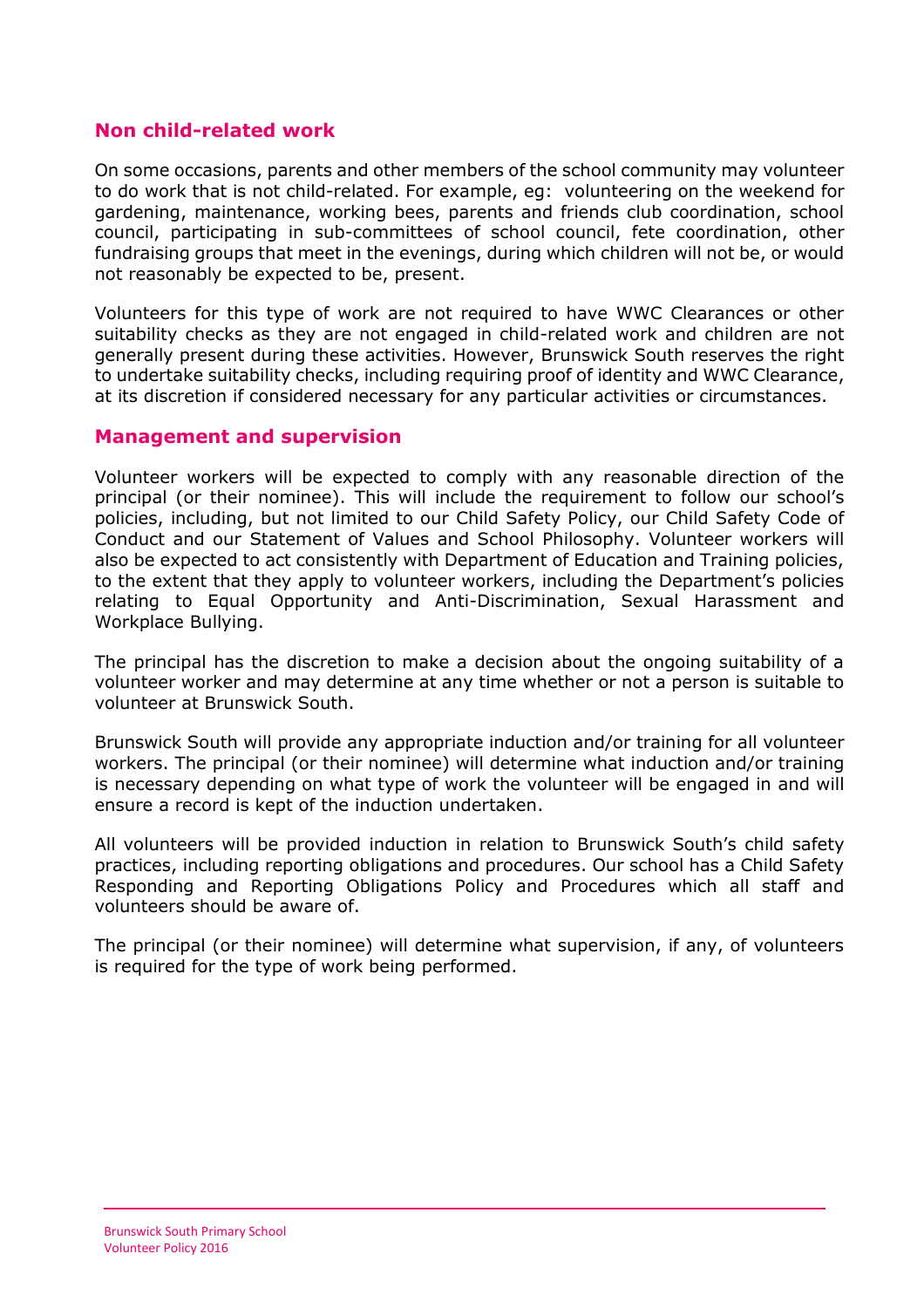## Non child-related work

On some occasions, parents and other members of the school community may volunteer to do work that is not child-related. For example, eg: volunteering on the weekend for gardening, maintenance, working bees, parents and friends club coordination, school council, participating in sub-committees of school council, fete coordination, other fundraising groups that meet in the evenings, during which children will not be, or would not reasonably be expected to be, present.

Volunteers for this type of work are not required to have WWC Clearances or other suitability checks as they are not engaged in child-related work and children are not generally present during these activities. However, Brunswick South reserves the right to undertake suitability checks, including requiring proof of identity and WWC Clearance, at its discretion if considered necessary for any particular activities or circumstances.

## Management and supervision

Volunteer workers will be expected to comply with any reasonable direction of the principal (or their nominee). This will include the requirement to follow our school's policies, including, but not limited to our Child Safety Policy, our Child Safety Code of Conduct and our Statement of Values and School Philosophy. Volunteer workers will also be expected to act consistently with Department of Education and Training policies, to the extent that they apply to volunteer workers, including the Department's policies relating to Equal Opportunity and Anti-Discrimination, Sexual Harassment and Workplace Bullying.

The principal has the discretion to make a decision about the ongoing suitability of a volunteer worker and may determine at any time whether or not a person is suitable to volunteer at Brunswick South.

Brunswick South will provide any appropriate induction and/or training for all volunteer workers. The principal (or their nominee) will determine what induction and/or training is necessary depending on what type of work the volunteer will be engaged in and will ensure a record is kept of the induction undertaken.

All volunteers will be provided induction in relation to Brunswick South's child safety practices, including reporting obligations and procedures. Our school has a Child Safety Responding and Reporting Obligations Policy and Procedures which all staff and volunteers should be aware of.

The principal (or their nominee) will determine what supervision, if any, of volunteers is required for the type of work being performed.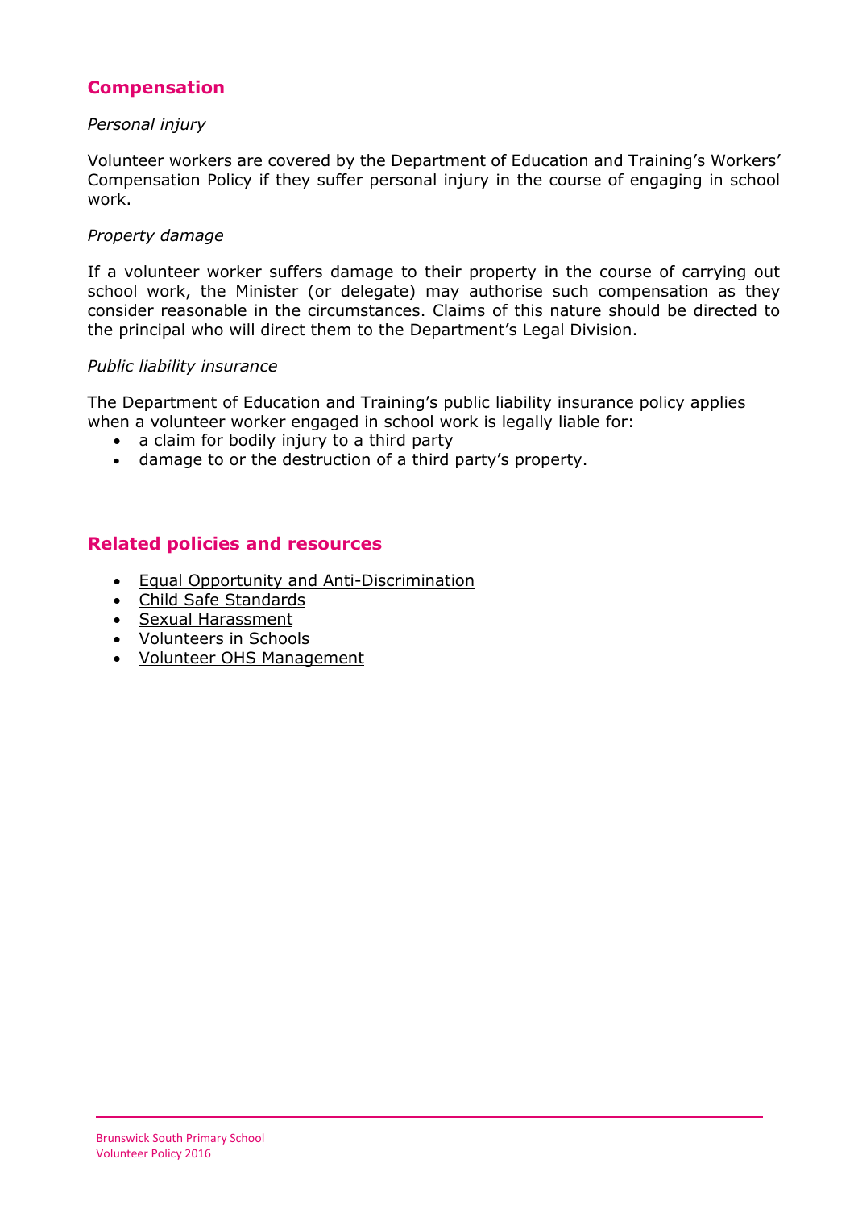## Compensation

*Personal injury*

Volunteer workers are covered by the Department of Education and Training's Workers' Compensation Policy if they suffer personal injury in the course of engaging in school work.

*Property damage*

If a volunteer worker suffers damage to their property in the course of carrying out school work, the Minister (or delegate) may authorise such compensation as they consider reasonable in the circumstances. Claims of this nature should be directed to the principal who will direct them to the Department's Legal Division.

*Public liability insurance*

The Department of Education and Training's public liability insurance policy applies when a volunteer worker engaged in school work is legally liable for:

- a claim for bodily injury to a third party
- damage to or the destruction of a third party's property.

## Related policies and resources

- Equal Opportunity and Anti-Discrimination
- Child Safe Standards
- Sexual Harassment
- Volunteers in Schools
- Volunteer OHS Management